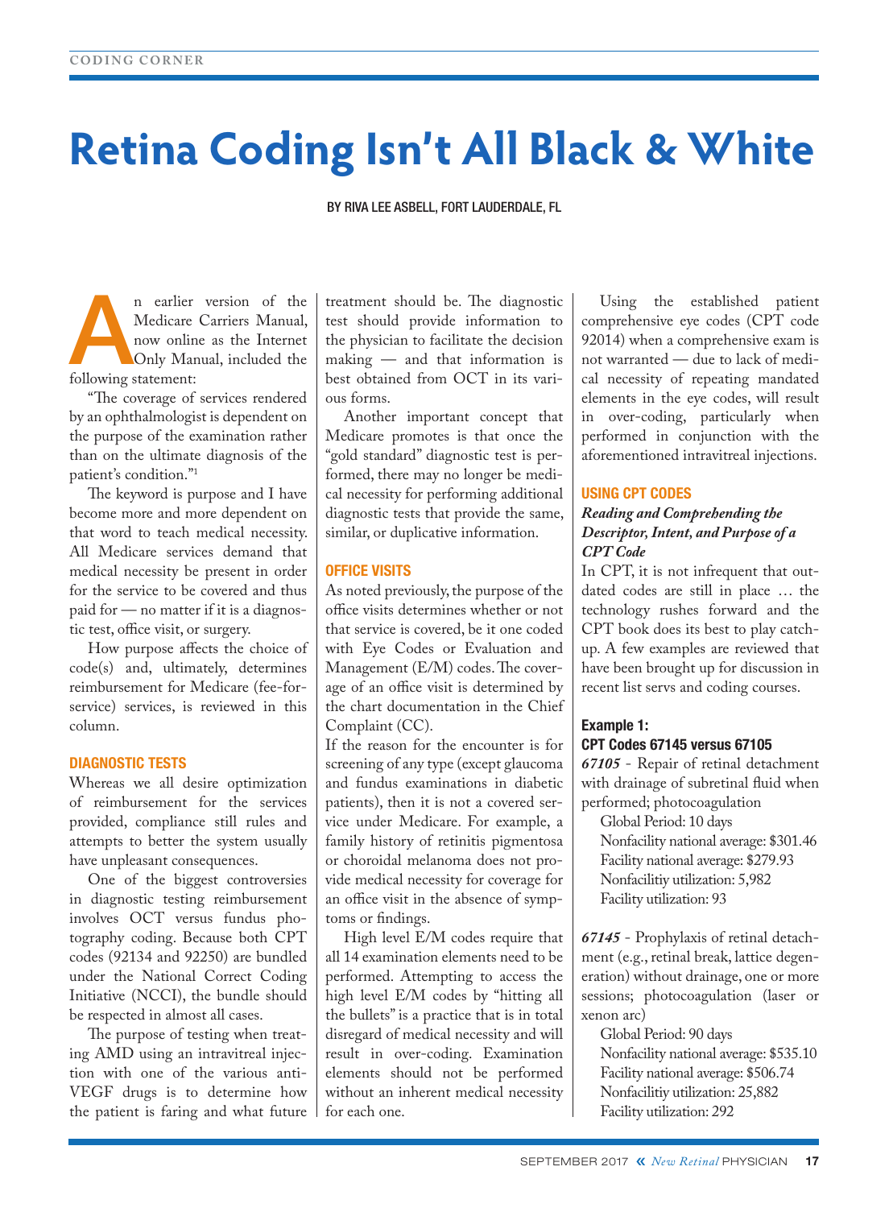# Retina Coding Isn't All Black & White

BY RIVA LEE ASBELL, FORT LAUDERDALE, FL

An earlier version of the Medicare Carriers Manual, now online as the Internet Only Manual, included the following statement:

"The coverage of services rendered by an ophthalmologist is dependent on the purpose of the examination rather than on the ultimate diagnosis of the patient's condition."[1]

The keyword is purpose and I have become more and more dependent on that word to teach medical necessity. All Medicare services demand that medical necessity be present in order for the service to be covered and thus paid for — no matter if it is a diagnostic test, office visit, or surgery.

How purpose affects the choice of code(s) and, ultimately, determines reimbursement for Medicare (fee-for-service) services, is reviewed in this column.

## DIAGNOSTIC TESTS

Whereas we all desire optimization of reimbursement for the services provided, compliance still rules and attempts to better the system usually have unpleasant consequences.

One of the biggest controversies in diagnostic testing reimbursement involves OCT versus fundus photography coding. Because both CPT codes (92134 and 92250) are bundled under the National Correct Coding Initiative (NCCI), the bundle should be respected in almost all cases.

The purpose of testing when treating AMD using an intravitreal injection with one of the various anti-VEGF drugs is to determine how the patient is faring and what future treatment should be. The diagnostic test should provide information to the physician to facilitate the decision making — and that information is best obtained from OCT in its various forms.

Another important concept that Medicare promotes is that once the "gold standard" diagnostic test is performed, there may no longer be medical necessity for performing additional diagnostic tests that provide the same, similar, or duplicative information.

## OFFICE VISITS

As noted previously, the purpose of the office visits determines whether or not that service is covered, be it one coded with Eye Codes or Evaluation and Management (E/M) codes. The coverage of an office visit is determined by the chart documentation in the Chief Complaint (CC).

If the reason for the encounter is for screening of any type (except glaucoma and fundus examinations in diabetic patients), then it is not a covered service under Medicare. For example, a family history of retinitis pigmentosa or choroidal melanoma does not provide medical necessity for coverage for an office visit in the absence of symptoms or findings.

High level E/M codes require that all 14 examination elements need to be performed. Attempting to access the high level E/M codes by "hitting all the bullets" is a practice that is in total disregard of medical necessity and will result in over-coding. Examination elements should not be performed without an inherent medical necessity for each one.

Using the established patient comprehensive eye codes (CPT code 92014) when a comprehensive exam is not warranted — due to lack of medical necessity of repeating mandated elements in the eye codes, will result in over-coding, particularly when performed in conjunction with the aforementioned intravitreal injections.

## USING CPT CODES

### *Reading and Comprehending the Descriptor, Intent, and Purpose of a CPT Code*

In CPT, it is not infrequent that outdated codes are still in place … the technology rushes forward and the CPT book does its best to play catch-up. A few examples are reviewed that have been brought up for discussion in recent list servs and coding courses.

### Example 1:
### CPT Codes 67145 versus 67105

***67105*** - Repair of retinal detachment with drainage of subretinal fluid when performed; photocoagulation

Global Period: 10 days
Nonfacility national average: $301.46
Facility national average: $279.93
Nonfacilitiy utilization: 5,982
Facility utilization: 93

***67145*** - Prophylaxis of retinal detachment (e.g., retinal break, lattice degeneration) without drainage, one or more sessions; photocoagulation (laser or xenon arc)

Global Period: 90 days
Nonfacility national average: $535.10
Facility national average: $506.74
Nonfacilitiy utilization: 25,882
Facility utilization: 292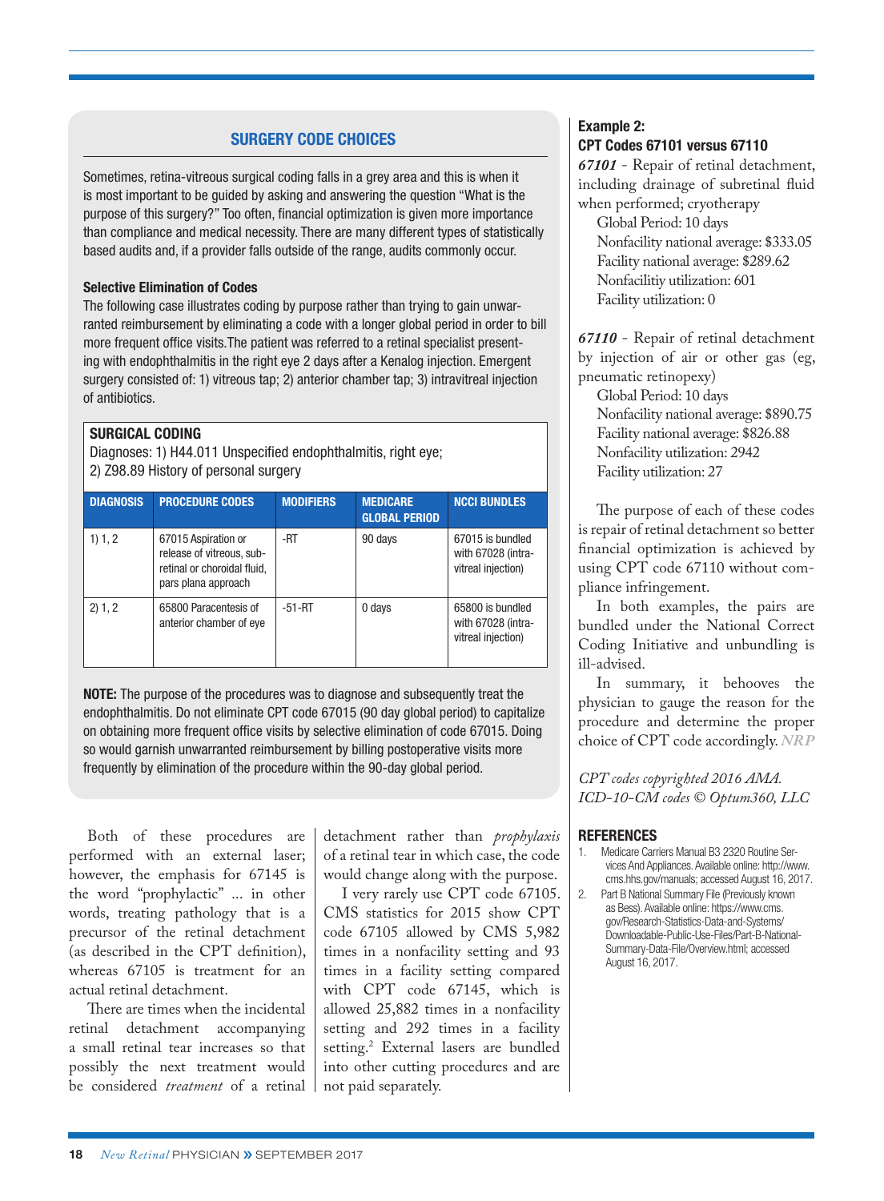## SURGERY CODE CHOICES

Sometimes, retina-vitreous surgical coding falls in a grey area and this is when it is most important to be guided by asking and answering the question "What is the purpose of this surgery?" Too often, financial optimization is given more importance than compliance and medical necessity. There are many different types of statistically based audits and, if a provider falls outside of the range, audits commonly occur.

### Selective Elimination of Codes

The following case illustrates coding by purpose rather than trying to gain unwarranted reimbursement by eliminating a code with a longer global period in order to bill more frequent office visits. The patient was referred to a retinal specialist presenting with endophthalmitis in the right eye 2 days after a Kenalog injection. Emergent surgery consisted of: 1) vitreous tap; 2) anterior chamber tap; 3) intravitreal injection of antibiotics.

**SURGICAL CODING**

Diagnoses: 1) H44.011 Unspecified endophthalmitis, right eye; 2) Z98.89 History of personal surgery

| DIAGNOSIS | PROCEDURE CODES | MODIFIERS | MEDICARE GLOBAL PERIOD | NCCI BUNDLES |
|---|---|---|---|---|
| 1) 1, 2 | 67015 Aspiration or release of vitreous, subretinal or choroidal fluid, pars plana approach | -RT | 90 days | 67015 is bundled with 67028 (intravitreal injection) |
| 2) 1, 2 | 65800 Paracentesis of anterior chamber of eye | -51-RT | 0 days | 65800 is bundled with 67028 (intravitreal injection) |

**NOTE:** The purpose of the procedures was to diagnose and subsequently treat the endophthalmitis. Do not eliminate CPT code 67015 (90 day global period) to capitalize on obtaining more frequent office visits by selective elimination of code 67015. Doing so would garnish unwarranted reimbursement by billing postoperative visits more frequently by elimination of the procedure within the 90-day global period.

Both of these procedures are performed with an external laser; however, the emphasis for 67145 is the word "prophylactic" ... in other words, treating pathology that is a precursor of the retinal detachment (as described in the CPT definition), whereas 67105 is treatment for an actual retinal detachment.

There are times when the incidental retinal detachment accompanying a small retinal tear increases so that possibly the next treatment would be considered *treatment* of a retinal detachment rather than *prophylaxis* of a retinal tear in which case, the code would change along with the purpose.

I very rarely use CPT code 67105. CMS statistics for 2015 show CPT code 67105 allowed by CMS 5,982 times in a nonfacility setting and 93 times in a facility setting compared with CPT code 67145, which is allowed 25,882 times in a nonfacility setting and 292 times in a facility setting.[2] External lasers are bundled into other cutting procedures and are not paid separately.

### Example 2: CPT Codes 67101 versus 67110

***67101*** - Repair of retinal detachment, including drainage of subretinal fluid when performed; cryotherapy

Global Period: 10 days
Nonfacility national average: $333.05
Facility national average: $289.62
Nonfacilitiy utilization: 601
Facility utilization: 0

***67110*** - Repair of retinal detachment by injection of air or other gas (eg, pneumatic retinopexy)

Global Period: 10 days
Nonfacility national average: $890.75
Facility national average: $826.88
Nonfacility utilization: 2942
Facility utilization: 27

The purpose of each of these codes is repair of retinal detachment so better financial optimization is achieved by using CPT code 67110 without compliance infringement.

In both examples, the pairs are bundled under the National Correct Coding Initiative and unbundling is ill-advised.

In summary, it behooves the physician to gauge the reason for the procedure and determine the proper choice of CPT code accordingly. *NRP*

*CPT codes copyrighted 2016 AMA.*
*ICD-10-CM codes © Optum360, LLC*

### REFERENCES

1. Medicare Carriers Manual B3 2320 Routine Services And Appliances. Available online: http://www.cms.hhs.gov/manuals; accessed August 16, 2017.
2. Part B National Summary File (Previously known as Bess). Available online: https://www.cms.gov/Research-Statistics-Data-and-Systems/Downloadable-Public-Use-Files/Part-B-National-Summary-Data-File/Overview.html; accessed August 16, 2017.